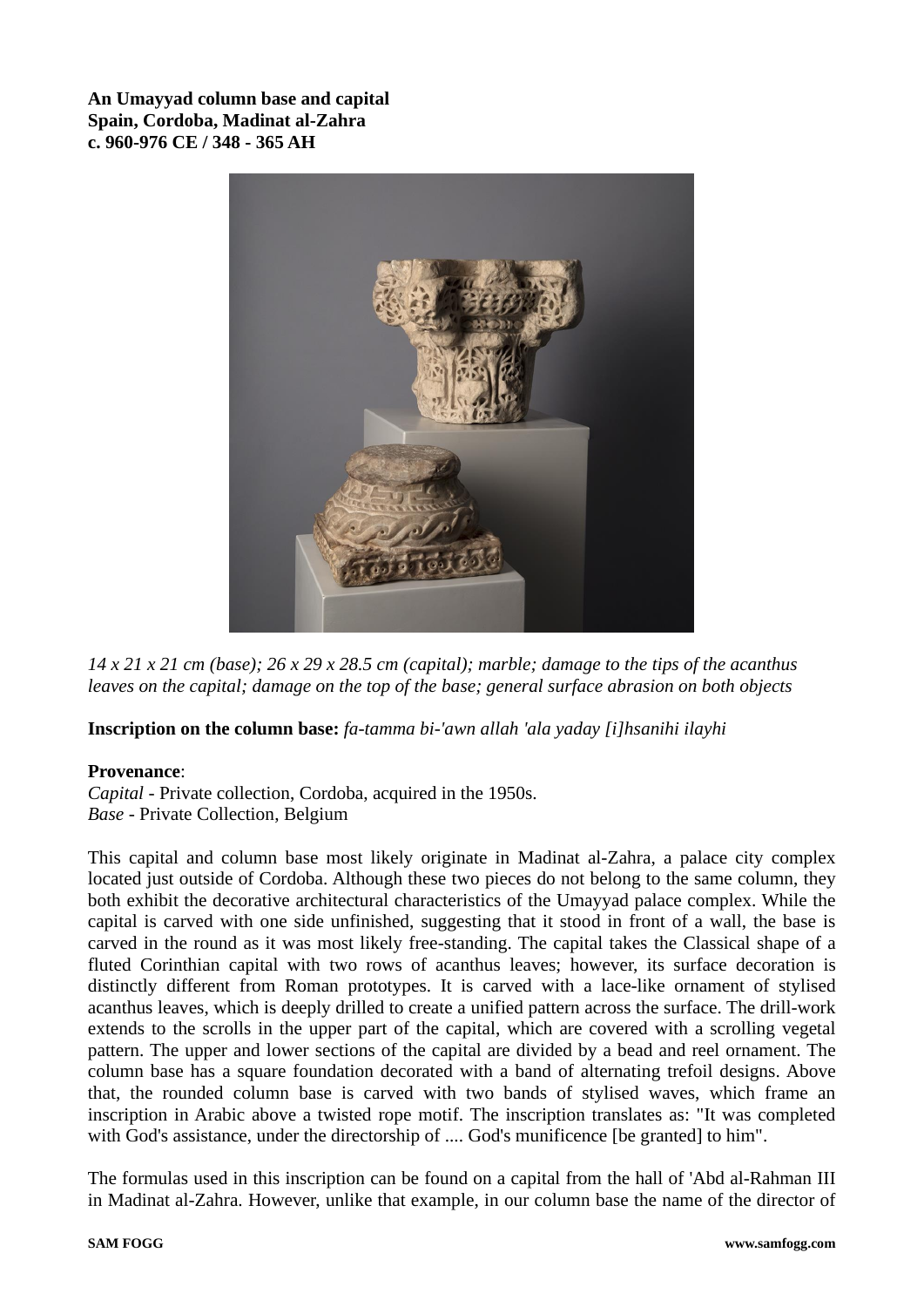**An Umayyad column base and capital**
**Spain, Cordoba, Madinat al-Zahra**
**c. 960-976 CE / 348 - 365 AH**

*14 x 21 x 21 cm (base); 26 x 29 x 28.5 cm (capital); marble; damage to the tips of the acanthus leaves on the capital; damage on the top of the base; general surface abrasion on both objects*

**Inscription on the column base:** *fa-tamma bi-'awn allah 'ala yaday [i]hsanihi ilayhi*

**Provenance**:
*Capital* - Private collection, Cordoba, acquired in the 1950s.
*Base* - Private Collection, Belgium

This capital and column base most likely originate in Madinat al-Zahra, a palace city complex located just outside of Cordoba. Although these two pieces do not belong to the same column, they both exhibit the decorative architectural characteristics of the Umayyad palace complex. While the capital is carved with one side unfinished, suggesting that it stood in front of a wall, the base is carved in the round as it was most likely free-standing. The capital takes the Classical shape of a fluted Corinthian capital with two rows of acanthus leaves; however, its surface decoration is distinctly different from Roman prototypes. It is carved with a lace-like ornament of stylised acanthus leaves, which is deeply drilled to create a unified pattern across the surface. The drill-work extends to the scrolls in the upper part of the capital, which are covered with a scrolling vegetal pattern. The upper and lower sections of the capital are divided by a bead and reel ornament. The column base has a square foundation decorated with a band of alternating trefoil designs. Above that, the rounded column base is carved with two bands of stylised waves, which frame an inscription in Arabic above a twisted rope motif. The inscription translates as: "It was completed with God's assistance, under the directorship of .... God's munificence [be granted] to him".

The formulas used in this inscription can be found on a capital from the hall of 'Abd al-Rahman III in Madinat al-Zahra. However, unlike that example, in our column base the name of the director of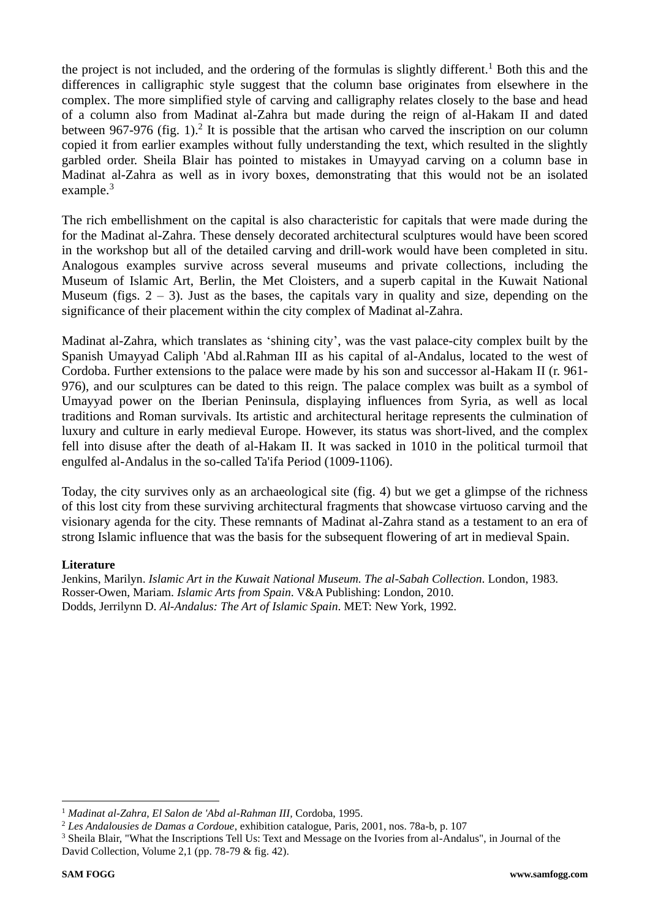the project is not included, and the ordering of the formulas is slightly different.[1] Both this and the differences in calligraphic style suggest that the column base originates from elsewhere in the complex. The more simplified style of carving and calligraphy relates closely to the base and head of a column also from Madinat al-Zahra but made during the reign of al-Hakam II and dated between 967-976 (fig. 1).[2] It is possible that the artisan who carved the inscription on our column copied it from earlier examples without fully understanding the text, which resulted in the slightly garbled order. Sheila Blair has pointed to mistakes in Umayyad carving on a column base in Madinat al-Zahra as well as in ivory boxes, demonstrating that this would not be an isolated example.[3]

The rich embellishment on the capital is also characteristic for capitals that were made during the for the Madinat al-Zahra. These densely decorated architectural sculptures would have been scored in the workshop but all of the detailed carving and drill-work would have been completed in situ. Analogous examples survive across several museums and private collections, including the Museum of Islamic Art, Berlin, the Met Cloisters, and a superb capital in the Kuwait National Museum (figs. 2 – 3). Just as the bases, the capitals vary in quality and size, depending on the significance of their placement within the city complex of Madinat al-Zahra.

Madinat al-Zahra, which translates as 'shining city', was the vast palace-city complex built by the Spanish Umayyad Caliph 'Abd al.Rahman III as his capital of al-Andalus, located to the west of Cordoba. Further extensions to the palace were made by his son and successor al-Hakam II (r. 961-976), and our sculptures can be dated to this reign. The palace complex was built as a symbol of Umayyad power on the Iberian Peninsula, displaying influences from Syria, as well as local traditions and Roman survivals. Its artistic and architectural heritage represents the culmination of luxury and culture in early medieval Europe. However, its status was short-lived, and the complex fell into disuse after the death of al-Hakam II. It was sacked in 1010 in the political turmoil that engulfed al-Andalus in the so-called Ta'ifa Period (1009-1106).

Today, the city survives only as an archaeological site (fig. 4) but we get a glimpse of the richness of this lost city from these surviving architectural fragments that showcase virtuoso carving and the visionary agenda for the city. These remnants of Madinat al-Zahra stand as a testament to an era of strong Islamic influence that was the basis for the subsequent flowering of art in medieval Spain.

**Literature**

Jenkins, Marilyn. *Islamic Art in the Kuwait National Museum. The al-Sabah Collection*. London, 1983.
Rosser-Owen, Mariam. *Islamic Arts from Spain*. V&A Publishing: London, 2010.
Dodds, Jerrilynn D. *Al-Andalus: The Art of Islamic Spain*. MET: New York, 1992.

---

[1] *Madinat al-Zahra, El Salon de 'Abd al-Rahman III*, Cordoba, 1995.

[2] *Les Andalousies de Damas a Cordoue*, exhibition catalogue, Paris, 2001, nos. 78a-b, p. 107

[3] Sheila Blair, "What the Inscriptions Tell Us: Text and Message on the Ivories from al-Andalus", in Journal of the David Collection, Volume 2,1 (pp. 78-79 & fig. 42).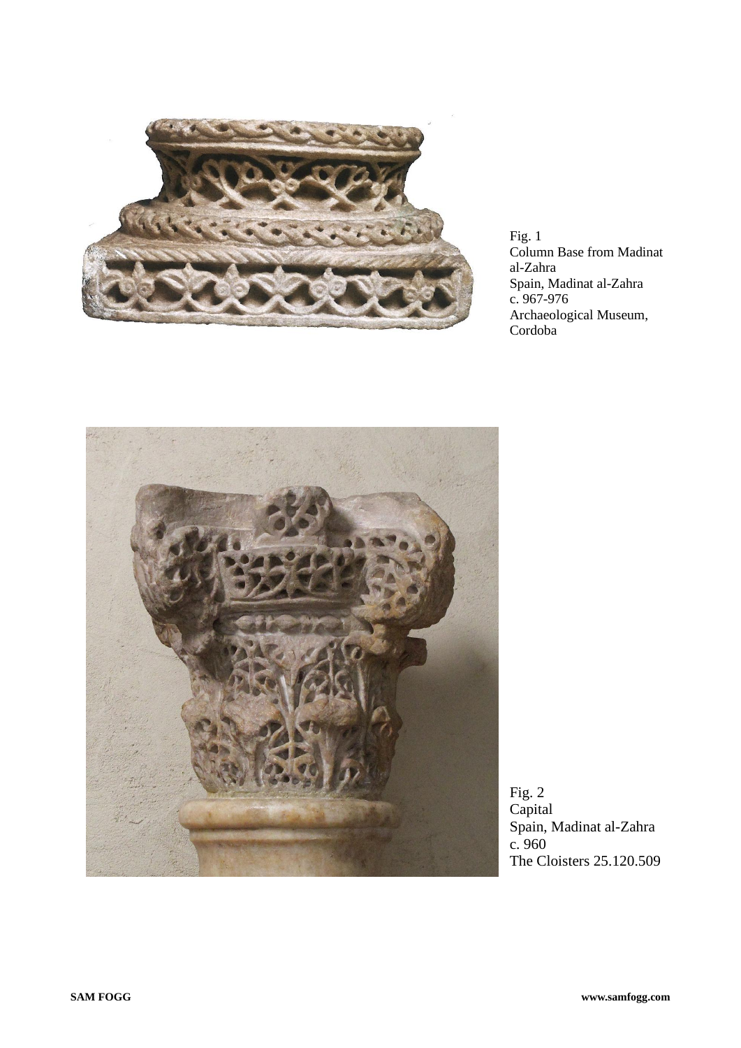Fig. 1
Column Base from Madinat al-Zahra
Spain, Madinat al-Zahra
c. 967-976
Archaeological Museum, Cordoba

Fig. 2
Capital
Spain, Madinat al-Zahra
c. 960
The Cloisters 25.120.509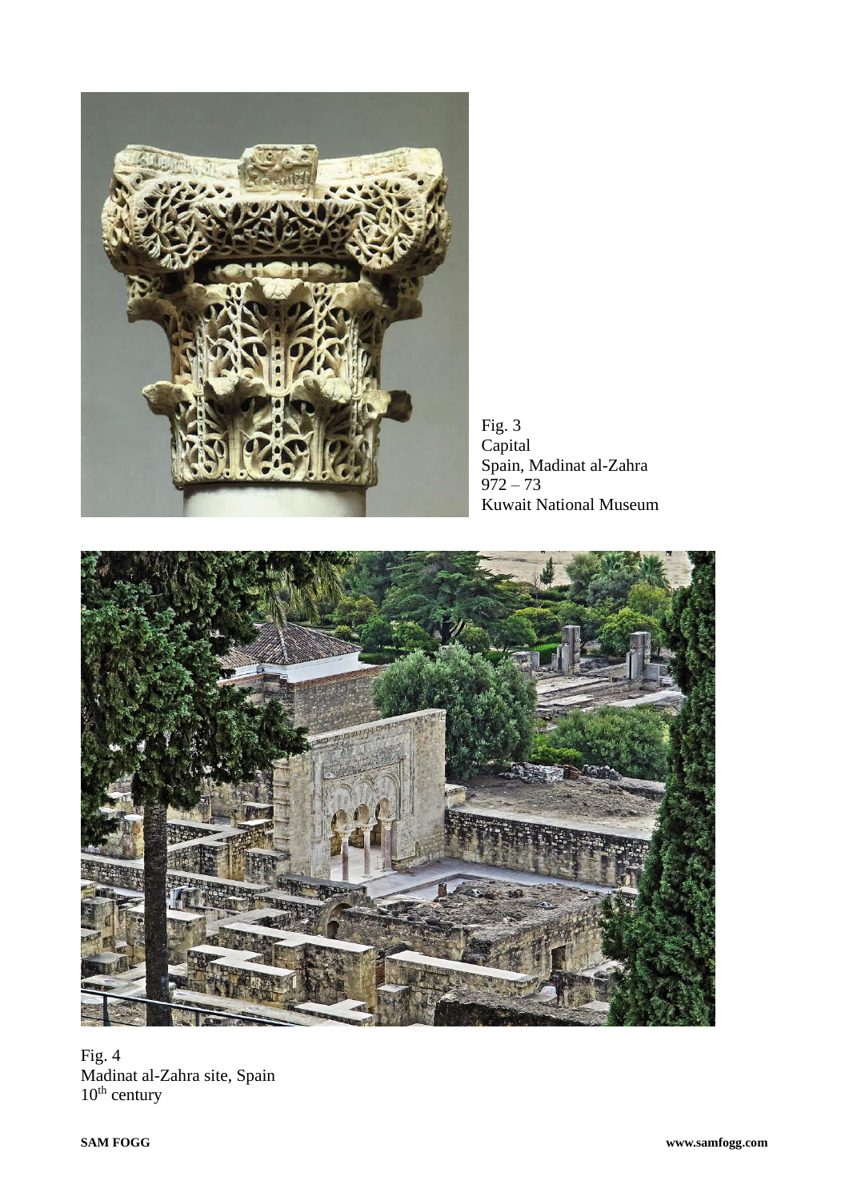Fig. 3
Capital
Spain, Madinat al-Zahra
972 – 73
Kuwait National Museum

Fig. 4
Madinat al-Zahra site, Spain
10th century